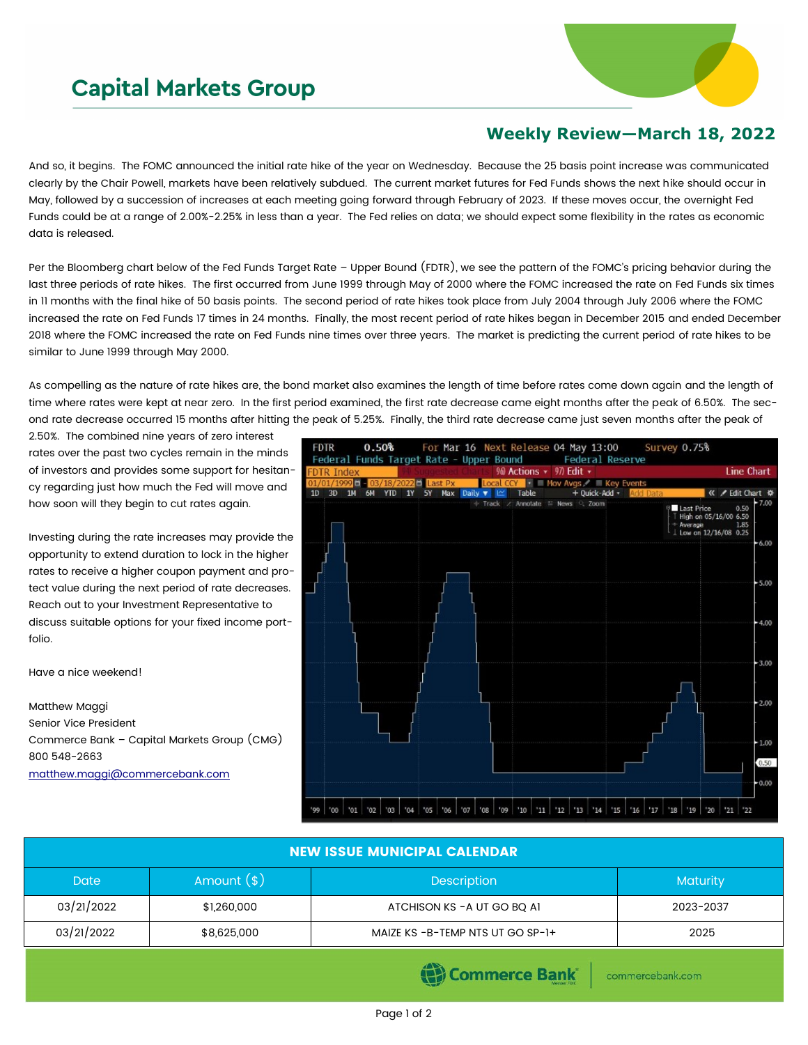# Capital Markets Group

## Weekly Review—March 18, 2022

And so, it begins. The FOMC announced the initial rate hike of the year on Wednesday. Because the 25 basis point increase was communicated clearly by the Chair Powell, markets have been relatively subdued. The current market futures for Fed Funds shows the next hike should occur in May, followed by a succession of increases at each meeting going forward through February of 2023. If these moves occur, the overnight Fed Funds could be at a range of 2.00%-2.25% in less than a year. The Fed relies on data; we should expect some flexibility in the rates as economic data is released.

Per the Bloomberg chart below of the Fed Funds Target Rate – Upper Bound (FDTR), we see the pattern of the FOMC's pricing behavior during the last three periods of rate hikes. The first occurred from June 1999 through May of 2000 where the FOMC increased the rate on Fed Funds six times in 11 months with the final hike of 50 basis points. The second period of rate hikes took place from July 2004 through July 2006 where the FOMC increased the rate on Fed Funds 17 times in 24 months. Finally, the most recent period of rate hikes began in December 2015 and ended December 2018 where the FOMC increased the rate on Fed Funds nine times over three years. The market is predicting the current period of rate hikes to be similar to June 1999 through May 2000.

As compelling as the nature of rate hikes are, the bond market also examines the length of time before rates come down again and the length of time where rates were kept at near zero. In the first period examined, the first rate decrease came eight months after the peak of 6.50%. The second rate decrease occurred 15 months after hitting the peak of 5.25%. Finally, the third rate decrease came just seven months after the peak of 2.50%. The combined nine years of zero interest rates over the past two cycles remain in the minds of investors and provides some support for hesitancy regarding just how much the Fed will move and how soon will they begin to cut rates again.

Investing during the rate increases may provide the opportunity to extend duration to lock in the higher rates to receive a higher coupon payment and protect value during the next period of rate decreases. Reach out to your Investment Representative to discuss suitable options for your fixed income portfolio.

Have a nice weekend!

Matthew Maggi
Senior Vice President
Commerce Bank – Capital Markets Group (CMG)
800 548-2663
matthew.maggi@commercebank.com

| NEW ISSUE MUNICIPAL CALENDAR | | | |
|---|---|---|---|
| Date | Amount ($) | Description | Maturity |
| 03/21/2022 | $1,260,000 | ATCHISON KS -A UT GO BQ A1 | 2023-2037 |
| 03/21/2022 | $8,625,000 | MAIZE KS -B-TEMP NTS UT GO SP-1+ | 2025 |

Commerce Bank | commercebank.com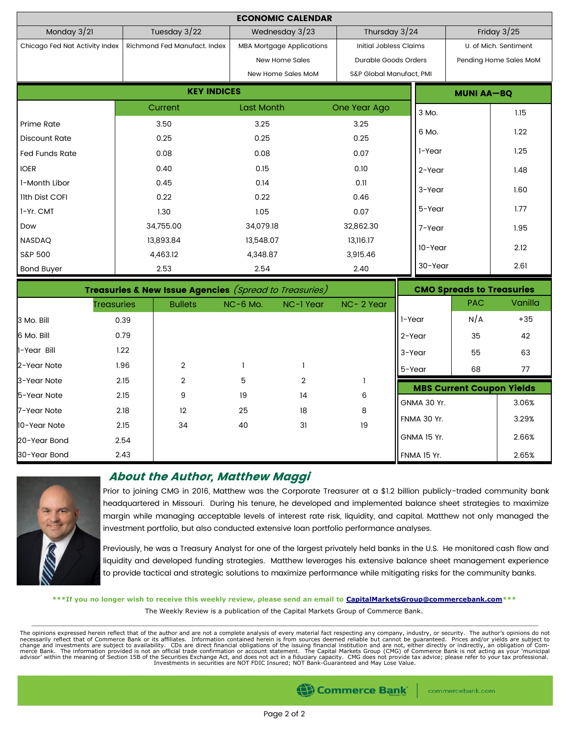## ECONOMIC CALENDAR

| Monday 3/21 | Tuesday 3/22 | Wednesday 3/23 | Thursday 3/24 | Friday 3/25 |
|---|---|---|---|---|
| Chicago Fed Nat Activity Index | Richmond Fed Manufact. Index | MBA Mortgage Applications | Initial Jobless Claims | U. of Mich. Sentiment |
| | | New Home Sales | Durable Goods Orders | Pending Home Sales MoM |
| | | New Home Sales MoM | S&P Global Manufact. PMI | |

## KEY INDICES

| | Current | Last Month | One Year Ago |
|---|---|---|---|
| Prime Rate | 3.50 | 3.25 | 3.25 |
| Discount Rate | 0.25 | 0.25 | 0.25 |
| Fed Funds Rate | 0.08 | 0.08 | 0.07 |
| IOER | 0.40 | 0.15 | 0.10 |
| 1-Month Libor | 0.45 | 0.14 | 0.11 |
| 11th Dist COFI | 0.22 | 0.22 | 0.46 |
| 1-Yr. CMT | 1.30 | 1.05 | 0.07 |
| Dow | 34,755.00 | 34,079.18 | 32,862.30 |
| NASDAQ | 13,893.84 | 13,548.07 | 13,116.17 |
| S&P 500 | 4,463.12 | 4,348.87 | 3,915.46 |
| Bond Buyer | 2.53 | 2.54 | 2.40 |

## MUNI AA—BQ

| | |
|---|---|
| 3 Mo. | 1.15 |
| 6 Mo. | 1.22 |
| 1-Year | 1.25 |
| 2-Year | 1.48 |
| 3-Year | 1.60 |
| 5-Year | 1.77 |
| 7-Year | 1.95 |
| 10-Year | 2.12 |
| 30-Year | 2.61 |

## Treasuries & New Issue Agencies *(Spread to Treasuries)*

| | Treasuries | Bullets | NC-6 Mo. | NC-1 Year | NC- 2 Year |
|---|---|---|---|---|---|
| 3 Mo. Bill | 0.39 | | | | |
| 6 Mo. Bill | 0.79 | | | | |
| 1-Year Bill | 1.22 | | | | |
| 2-Year Note | 1.96 | 2 | 1 | 1 | |
| 3-Year Note | 2.15 | 2 | 5 | 2 | 1 |
| 5-Year Note | 2.15 | 9 | 19 | 14 | 6 |
| 7-Year Note | 2.18 | 12 | 25 | 18 | 8 |
| 10-Year Note | 2.15 | 34 | 40 | 31 | 19 |
| 20-Year Bond | 2.54 | | | | |
| 30-Year Bond | 2.43 | | | | |

## CMO Spreads to Treasuries

| | PAC | Vanilla |
|---|---|---|
| 1-Year | N/A | +35 |
| 2-Year | 35 | 42 |
| 3-Year | 55 | 63 |
| 5-Year | 68 | 77 |

## MBS Current Coupon Yields

| | |
|---|---|
| GNMA 30 Yr. | 3.06% |
| FNMA 30 Yr. | 3.29% |
| GNMA 15 Yr. | 2.66% |
| FNMA 15 Yr. | 2.65% |

## *About the Author, Matthew Maggi*

Prior to joining CMG in 2016, Matthew was the Corporate Treasurer at a $1.2 billion publicly-traded community bank headquartered in Missouri. During his tenure, he developed and implemented balance sheet strategies to maximize margin while managing acceptable levels of interest rate risk, liquidity, and capital. Matthew not only managed the investment portfolio, but also conducted extensive loan portfolio performance analyses.

Previously, he was a Treasury Analyst for one of the largest privately held banks in the U.S. He monitored cash flow and liquidity and developed funding strategies. Matthew leverages his extensive balance sheet management experience to provide tactical and strategic solutions to maximize performance while mitigating risks for the community banks.

**\*\*\*If you no longer wish to receive this weekly review, please send an email to CapitalMarketsGroup@commercebank.com\*\*\***

The Weekly Review is a publication of the Capital Markets Group of Commerce Bank.

The opinions expressed herein reflect that of the author and are not a complete analysis of every material fact respecting any company, industry, or security. The author's opinions do not necessarily reflect that of Commerce Bank or its affiliates. Information contained herein is from sources deemed reliable but cannot be guaranteed. Prices and/or yields are subject to change and investments are subject to availability. CDs are direct financial obligations of the issuing financial institution and are not, either directly or indirectly, an obligation of Commerce Bank. The information provided is not an official trade confirmation or account statement. The Capital Markets Group (CMG) of Commerce Bank is not acting as your 'municipal advisor' within the meaning of Section 15B of the Securities Exchange Act, and does not act in a fiduciary capacity. CMG does not provide tax advice; please refer to your tax professional. Investments in securities are NOT FDIC Insured; NOT Bank-Guaranteed and May Lose Value.

Commerce Bank | commercebank.com